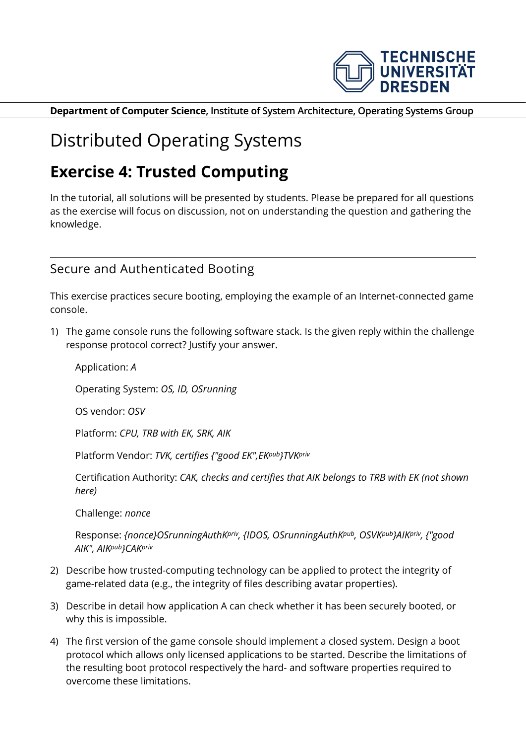**Department of Computer Science**, Institute of System Architecture, Operating Systems Group

# Distributed Operating Systems

## Exercise 4: Trusted Computing

In the tutorial, all solutions will be presented by students. Please be prepared for all questions as the exercise will focus on discussion, not on understanding the question and gathering the knowledge.

---

### Secure and Authenticated Booting

This exercise practices secure booting, employing the example of an Internet-connected game console.

1) The game console runs the following software stack. Is the given reply within the challenge response protocol correct? Justify your answer.

   Application: *A*

   Operating System: *OS, ID, OSrunning*

   OS vendor: *OSV*

   Platform: *CPU, TRB with EK, SRK, AIK*

   Platform Vendor: *TVK, certifies {"good EK",*$EK^{pub}$*}*$TVK^{priv}$

   Certification Authority: *CAK, checks and certifies that AIK belongs to TRB with EK (not shown here)*

   Challenge: *nonce*

   Response: *{nonce}*$OSrunningAuthK^{priv}$*, {IDOS,* $OSrunningAuthK^{pub}$*,* $OSVK^{pub}$*}*$AIK^{priv}$*, {"good AIK",* $AIK^{pub}$*}*$CAK^{priv}$

2) Describe how trusted-computing technology can be applied to protect the integrity of game-related data (e.g., the integrity of files describing avatar properties).

3) Describe in detail how application A can check whether it has been securely booted, or why this is impossible.

4) The first version of the game console should implement a closed system. Design a boot protocol which allows only licensed applications to be started. Describe the limitations of the resulting boot protocol respectively the hard- and software properties required to overcome these limitations.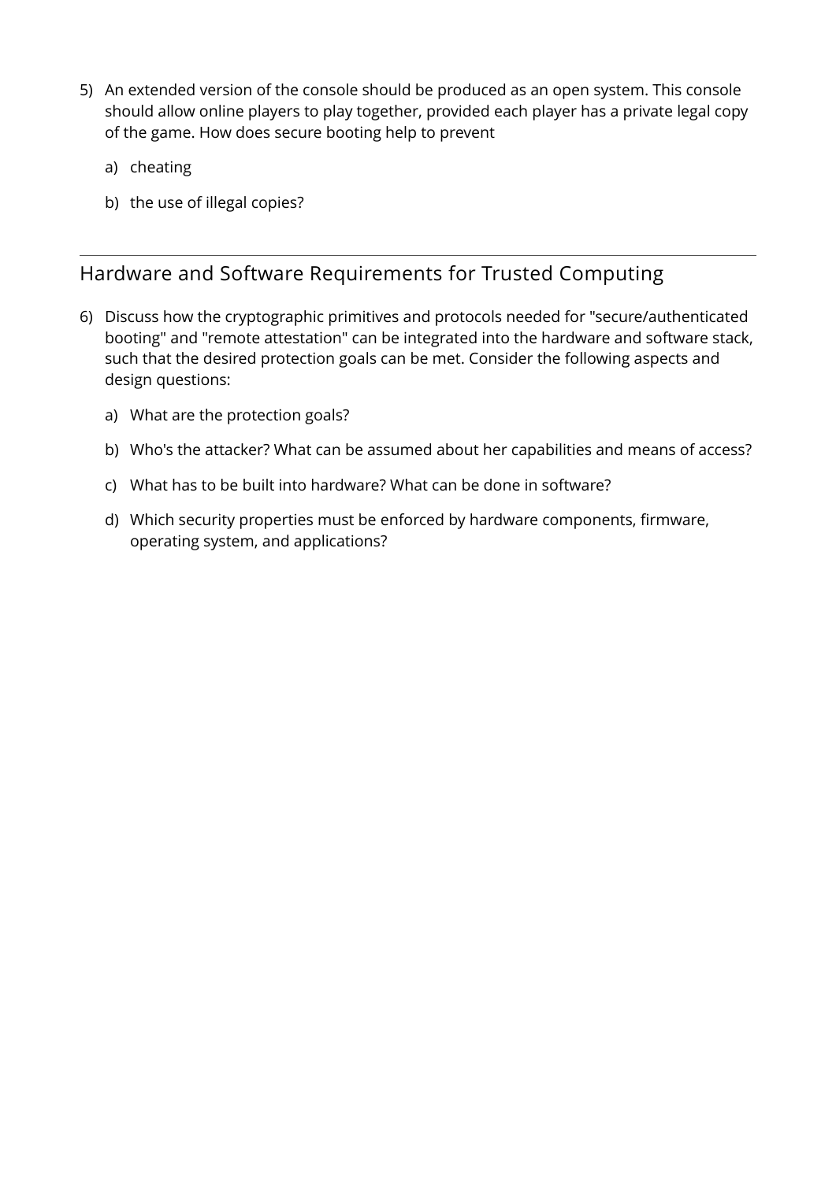5) An extended version of the console should be produced as an open system. This console should allow online players to play together, provided each player has a private legal copy of the game. How does secure booting help to prevent

   a) cheating

   b) the use of illegal copies?

---

## Hardware and Software Requirements for Trusted Computing

6) Discuss how the cryptographic primitives and protocols needed for "secure/authenticated booting" and "remote attestation" can be integrated into the hardware and software stack, such that the desired protection goals can be met. Consider the following aspects and design questions:

   a) What are the protection goals?

   b) Who's the attacker? What can be assumed about her capabilities and means of access?

   c) What has to be built into hardware? What can be done in software?

   d) Which security properties must be enforced by hardware components, firmware, operating system, and applications?